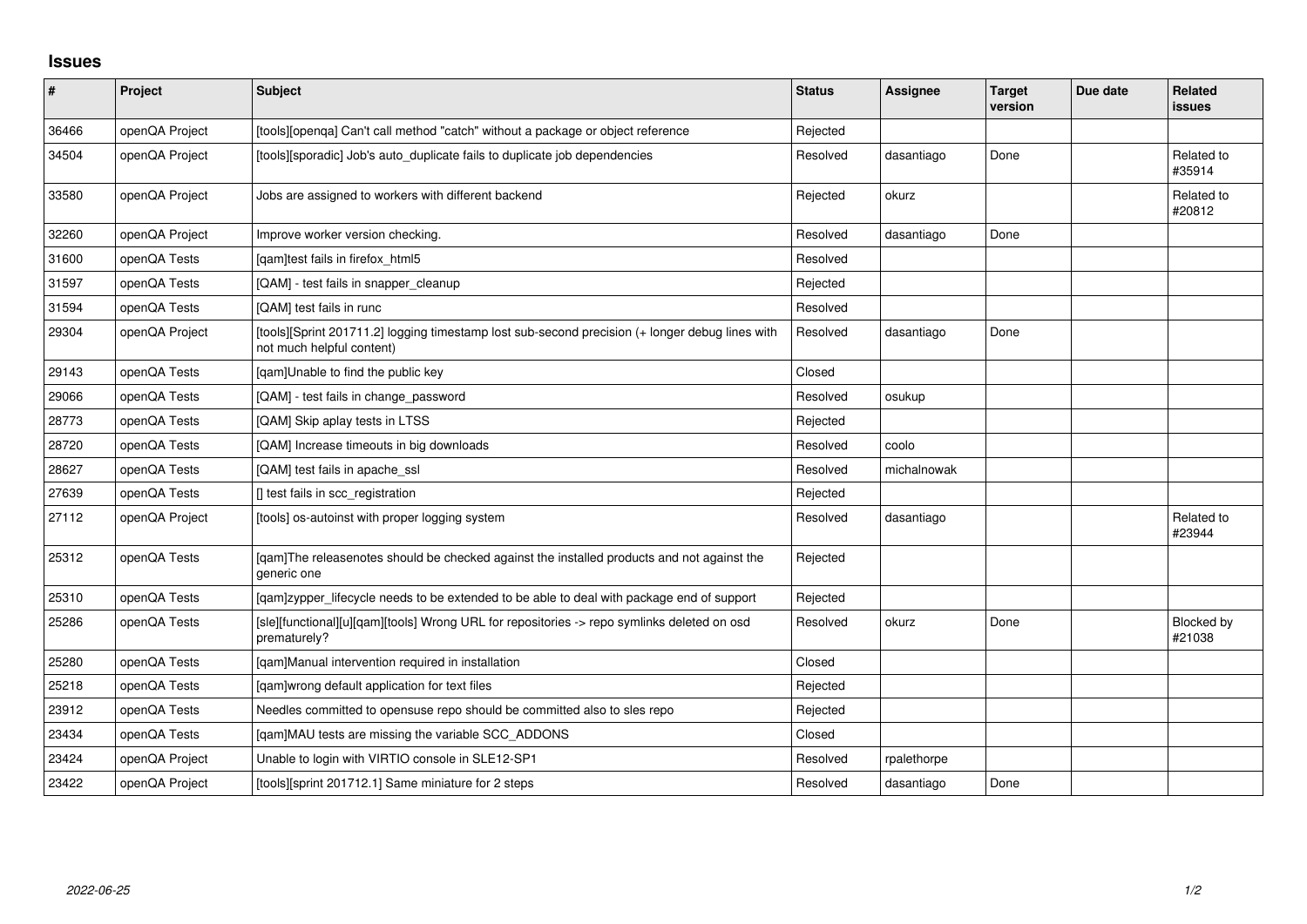## Issues

| # | Project | Subject | Status | Assignee | Target version | Due date | Related issues |
|---|---|---|---|---|---|---|---|
| 36466 | openQA Project | [tools][openqa] Can't call method "catch" without a package or object reference | Rejected | | | | |
| 34504 | openQA Project | [tools][sporadic] Job's auto_duplicate fails to duplicate job dependencies | Resolved | dasantiago | Done | | Related to #35914 |
| 33580 | openQA Project | Jobs are assigned to workers with different backend | Rejected | okurz | | | Related to #20812 |
| 32260 | openQA Project | Improve worker version checking. | Resolved | dasantiago | Done | | |
| 31600 | openQA Tests | [qam]test fails in firefox_html5 | Resolved | | | | |
| 31597 | openQA Tests | [QAM] - test fails in snapper_cleanup | Rejected | | | | |
| 31594 | openQA Tests | [QAM] test fails in runc | Resolved | | | | |
| 29304 | openQA Project | [tools][Sprint 201711.2] logging timestamp lost sub-second precision (+ longer debug lines with not much helpful content) | Resolved | dasantiago | Done | | |
| 29143 | openQA Tests | [qam]Unable to find the public key | Closed | | | | |
| 29066 | openQA Tests | [QAM] - test fails in change_password | Resolved | osukup | | | |
| 28773 | openQA Tests | [QAM] Skip aplay tests in LTSS | Rejected | | | | |
| 28720 | openQA Tests | [QAM] Increase timeouts in big downloads | Resolved | coolo | | | |
| 28627 | openQA Tests | [QAM] test fails in apache_ssl | Resolved | michalnowak | | | |
| 27639 | openQA Tests | [] test fails in scc_registration | Rejected | | | | |
| 27112 | openQA Project | [tools] os-autoinst with proper logging system | Resolved | dasantiago | | | Related to #23944 |
| 25312 | openQA Tests | [qam]The releasenotes should be checked against the installed products and not against the generic one | Rejected | | | | |
| 25310 | openQA Tests | [qam]zypper_lifecycle needs to be extended to be able to deal with package end of support | Rejected | | | | |
| 25286 | openQA Tests | [sle][functional][u][qam][tools] Wrong URL for repositories -> repo symlinks deleted on osd prematurely? | Resolved | okurz | Done | | Blocked by #21038 |
| 25280 | openQA Tests | [qam]Manual intervention required in installation | Closed | | | | |
| 25218 | openQA Tests | [qam]wrong default application for text files | Rejected | | | | |
| 23912 | openQA Tests | Needles committed to opensuse repo should be committed also to sles repo | Rejected | | | | |
| 23434 | openQA Tests | [qam]MAU tests are missing the variable SCC_ADDONS | Closed | | | | |
| 23424 | openQA Project | Unable to login with VIRTIO console in SLE12-SP1 | Resolved | rpalethorpe | | | |
| 23422 | openQA Project | [tools][sprint 201712.1] Same miniature for 2 steps | Resolved | dasantiago | Done | | |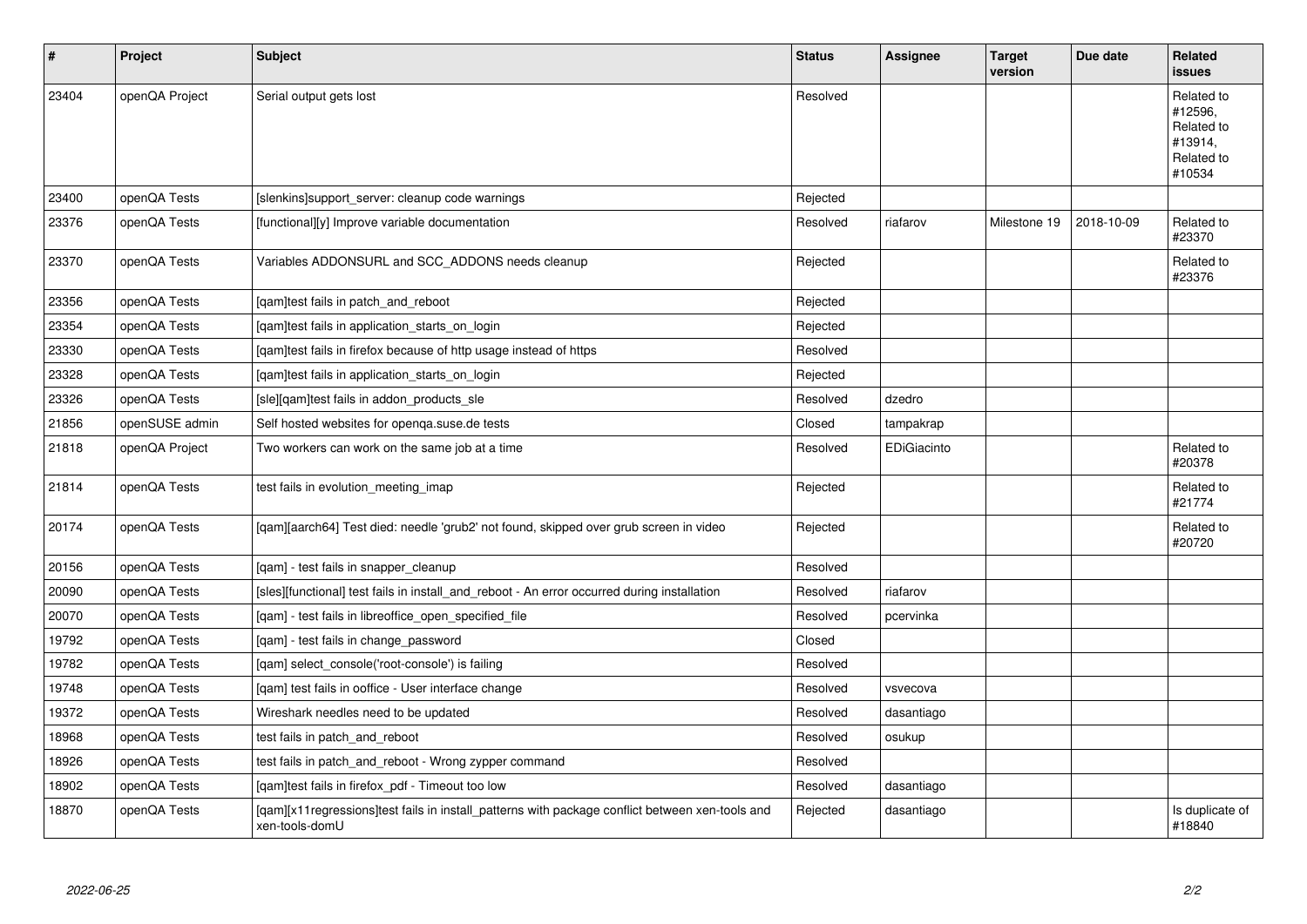| # | Project | Subject | Status | Assignee | Target version | Due date | Related issues |
|---|---|---|---|---|---|---|---|
| 23404 | openQA Project | Serial output gets lost | Resolved | | | | Related to #12596, Related to #13914, Related to #10534 |
| 23400 | openQA Tests | [slenkins]support_server: cleanup code warnings | Rejected | | | | |
| 23376 | openQA Tests | [functional][y] Improve variable documentation | Resolved | riafarov | Milestone 19 | 2018-10-09 | Related to #23370 |
| 23370 | openQA Tests | Variables ADDONSURL and SCC_ADDONS needs cleanup | Rejected | | | | Related to #23376 |
| 23356 | openQA Tests | [qam]test fails in patch_and_reboot | Rejected | | | | |
| 23354 | openQA Tests | [qam]test fails in application_starts_on_login | Rejected | | | | |
| 23330 | openQA Tests | [qam]test fails in firefox because of http usage instead of https | Resolved | | | | |
| 23328 | openQA Tests | [qam]test fails in application_starts_on_login | Rejected | | | | |
| 23326 | openQA Tests | [sle][qam]test fails in addon_products_sle | Resolved | dzedro | | | |
| 21856 | openSUSE admin | Self hosted websites for openqa.suse.de tests | Closed | tampakrap | | | |
| 21818 | openQA Project | Two workers can work on the same job at a time | Resolved | EDiGiacinto | | | Related to #20378 |
| 21814 | openQA Tests | test fails in evolution_meeting_imap | Rejected | | | | Related to #21774 |
| 20174 | openQA Tests | [qam][aarch64] Test died: needle 'grub2' not found, skipped over grub screen in video | Rejected | | | | Related to #20720 |
| 20156 | openQA Tests | [qam] - test fails in snapper_cleanup | Resolved | | | | |
| 20090 | openQA Tests | [sles][functional] test fails in install_and_reboot - An error occurred during installation | Resolved | riafarov | | | |
| 20070 | openQA Tests | [qam] - test fails in libreoffice_open_specified_file | Resolved | pcervinka | | | |
| 19792 | openQA Tests | [qam] - test fails in change_password | Closed | | | | |
| 19782 | openQA Tests | [qam] select_console('root-console') is failing | Resolved | | | | |
| 19748 | openQA Tests | [qam] test fails in ooffice - User interface change | Resolved | vsvecova | | | |
| 19372 | openQA Tests | Wireshark needles need to be updated | Resolved | dasantiago | | | |
| 18968 | openQA Tests | test fails in patch_and_reboot | Resolved | osukup | | | |
| 18926 | openQA Tests | test fails in patch_and_reboot - Wrong zypper command | Resolved | | | | |
| 18902 | openQA Tests | [qam]test fails in firefox_pdf - Timeout too low | Resolved | dasantiago | | | |
| 18870 | openQA Tests | [qam][x11regressions]test fails in install_patterns with package conflict between xen-tools and xen-tools-domU | Rejected | dasantiago | | | Is duplicate of #18840 |

2022-06-25